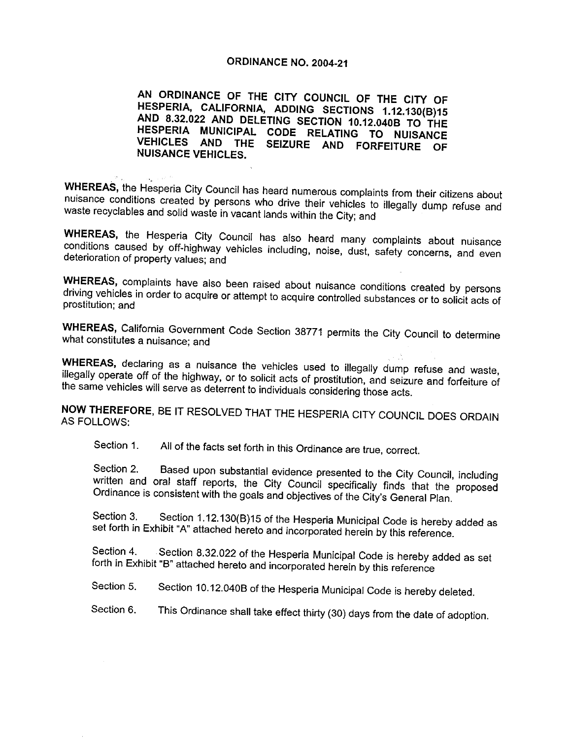# ORDINANCE NO. 2004-21

## AN ORDINANCE OF THE CITY COUNCIL OF THE CITY OF HESPERIA, CALIFORNIA, ADDING SECTIONS 1.12.130(B)15 AND 8.32.022 AND DELETING SECTION 10.12.040B TO THE HESPERIA MUNICIPAL CODE RELATING TO NUISANCE VEHICLES AND THE SEIZURE AND FORFEITURE OF NUISANCE VEHICLES.

**WHEREAS,** the Hesperia City Council has heard numerous complaints from their citizens about nuisance conditions created by persons who drive their vehicles to illegally dump refuse and waste recyclables and solid waste in vacant lands within the City; and

**WHEREAS,** the Hesperia City Council has also heard many complaints about nuisance conditions caused by off-highway vehicles including, noise, dust, safety concerns, and even deterioration of property values; and

**WHEREAS,** complaints have also been raised about nuisance conditions created by persons driving vehicles in order to acquire or attempt to acquire controlled substances or to solicit acts of prostitution; and

**WHEREAS,** California Government Code Section 38771 permits the City Council to determine what constitutes a nuisance; and

**WHEREAS,** declaring as a nuisance the vehicles used to illegally dump refuse and waste, illegally operate off of the highway, or to solicit acts of prostitution, and seizure and forfeiture of the same vehicles will serve as deterrent to individuals considering those acts.

**NOW THEREFORE,** BE IT RESOLVED THAT THE HESPERIA CITY COUNCIL DOES ORDAIN AS FOLLOWS:

Section 1. All of the facts set forth in this Ordinance are true, correct.

Section 2. Based upon substantial evidence presented to the City Council, including written and oral staff reports, the City Council specifically finds that the proposed Ordinance is consistent with the goals and objectives of the City's General Plan.

Section 3. Section 1.12.130(B)15 of the Hesperia Municipal Code is hereby added as set forth in Exhibit "A" attached hereto and incorporated herein by this reference.

Section 4. Section 8.32.022 of the Hesperia Municipal Code is hereby added as set forth in Exhibit "B" attached hereto and incorporated herein by this reference

Section 5. Section 10.12.040B of the Hesperia Municipal Code is hereby deleted.

Section 6. This Ordinance shall take effect thirty (30) days from the date of adoption.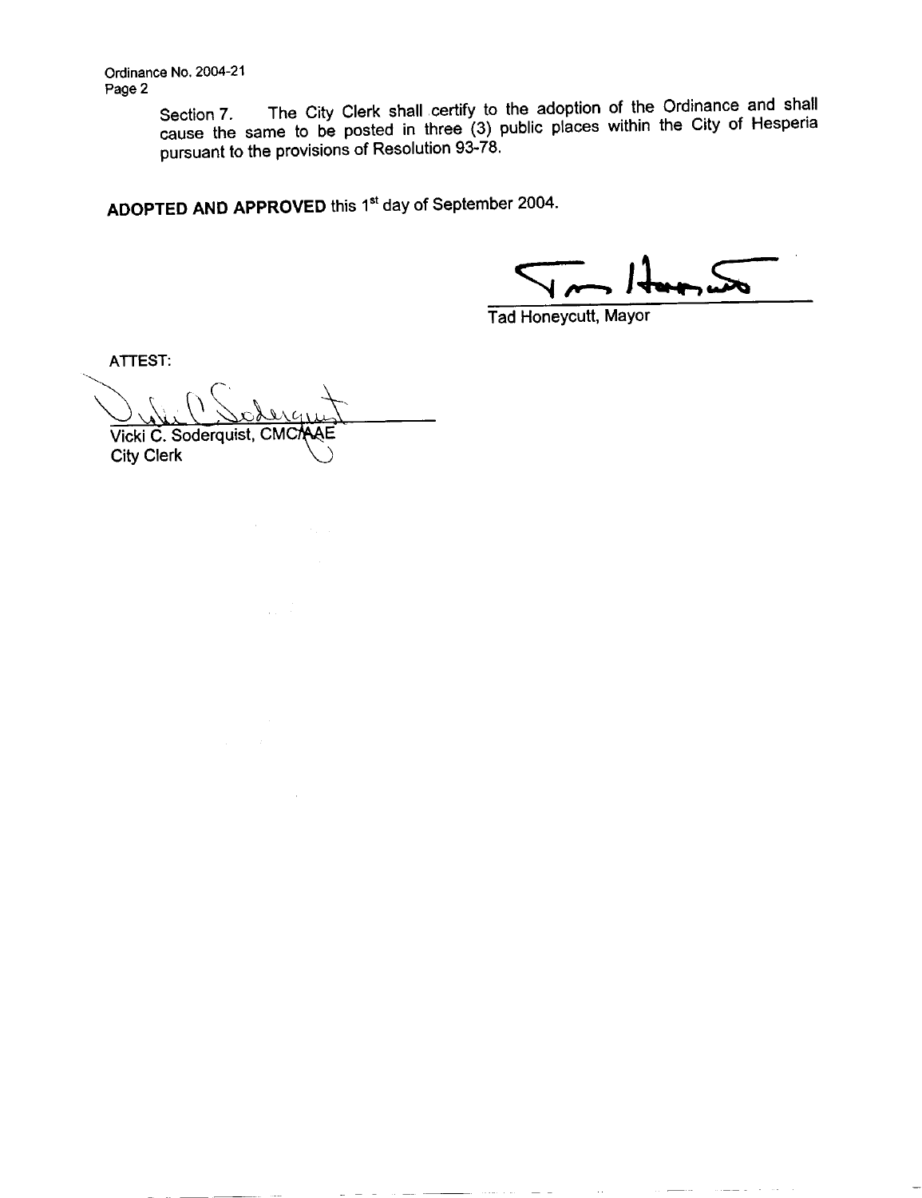Ordinance No. 2004-21
Page 2

Section 7. The City Clerk shall certify to the adoption of the Ordinance and shall cause the same to be posted in three (3) public places within the City of Hesperia pursuant to the provisions of Resolution 93-78.

**ADOPTED AND APPROVED** this 1st day of September 2004.

Tad Honeycutt, Mayor

ATTEST:

Vicki C. Soderquist, CMC/AAE
City Clerk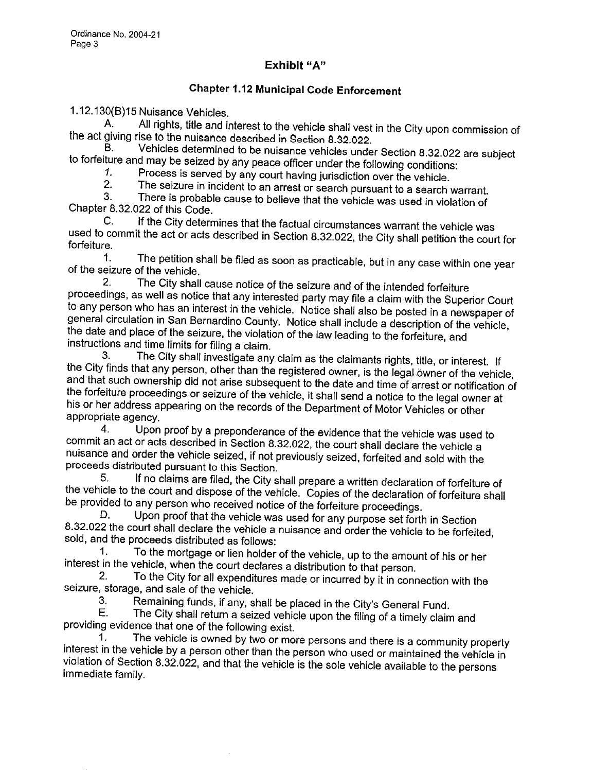## Exhibit "A"

### Chapter 1.12 Municipal Code Enforcement

1.12.130(B)15 Nuisance Vehicles.

A. All rights, title and interest to the vehicle shall vest in the City upon commission of the act giving rise to the nuisance described in Section 8.32.022.

B. Vehicles determined to be nuisance vehicles under Section 8.32.022 are subject to forfeiture and may be seized by any peace officer under the following conditions:

1. Process is served by any court having jurisdiction over the vehicle.
2. The seizure in incident to an arrest or search pursuant to a search warrant.
3. There is probable cause to believe that the vehicle was used in violation of Chapter 8.32.022 of this Code.

C. If the City determines that the factual circumstances warrant the vehicle was used to commit the act or acts described in Section 8.32.022, the City shall petition the court for forfeiture.

1. The petition shall be filed as soon as practicable, but in any case within one year of the seizure of the vehicle.
2. The City shall cause notice of the seizure and of the intended forfeiture proceedings, as well as notice that any interested party may file a claim with the Superior Court to any person who has an interest in the vehicle. Notice shall also be posted in a newspaper of general circulation in San Bernardino County. Notice shall include a description of the vehicle, the date and place of the seizure, the violation of the law leading to the forfeiture, and instructions and time limits for filing a claim.
3. The City shall investigate any claim as the claimants rights, title, or interest. If the City finds that any person, other than the registered owner, is the legal owner of the vehicle, and that such ownership did not arise subsequent to the date and time of arrest or notification of the forfeiture proceedings or seizure of the vehicle, it shall send a notice to the legal owner at his or her address appearing on the records of the Department of Motor Vehicles or other appropriate agency.
4. Upon proof by a preponderance of the evidence that the vehicle was used to commit an act or acts described in Section 8.32.022, the court shall declare the vehicle a nuisance and order the vehicle seized, if not previously seized, forfeited and sold with the proceeds distributed pursuant to this Section.
5. If no claims are filed, the City shall prepare a written declaration of forfeiture of the vehicle to the court and dispose of the vehicle. Copies of the declaration of forfeiture shall be provided to any person who received notice of the forfeiture proceedings.

D. Upon proof that the vehicle was used for any purpose set forth in Section 8.32.022 the court shall declare the vehicle a nuisance and order the vehicle to be forfeited, sold, and the proceeds distributed as follows:

1. To the mortgage or lien holder of the vehicle, up to the amount of his or her interest in the vehicle, when the court declares a distribution to that person.
2. To the City for all expenditures made or incurred by it in connection with the seizure, storage, and sale of the vehicle.
3. Remaining funds, if any, shall be placed in the City's General Fund.

E. The City shall return a seized vehicle upon the filing of a timely claim and providing evidence that one of the following exist.

1. The vehicle is owned by two or more persons and there is a community property interest in the vehicle by a person other than the person who used or maintained the vehicle in violation of Section 8.32.022, and that the vehicle is the sole vehicle available to the persons immediate family.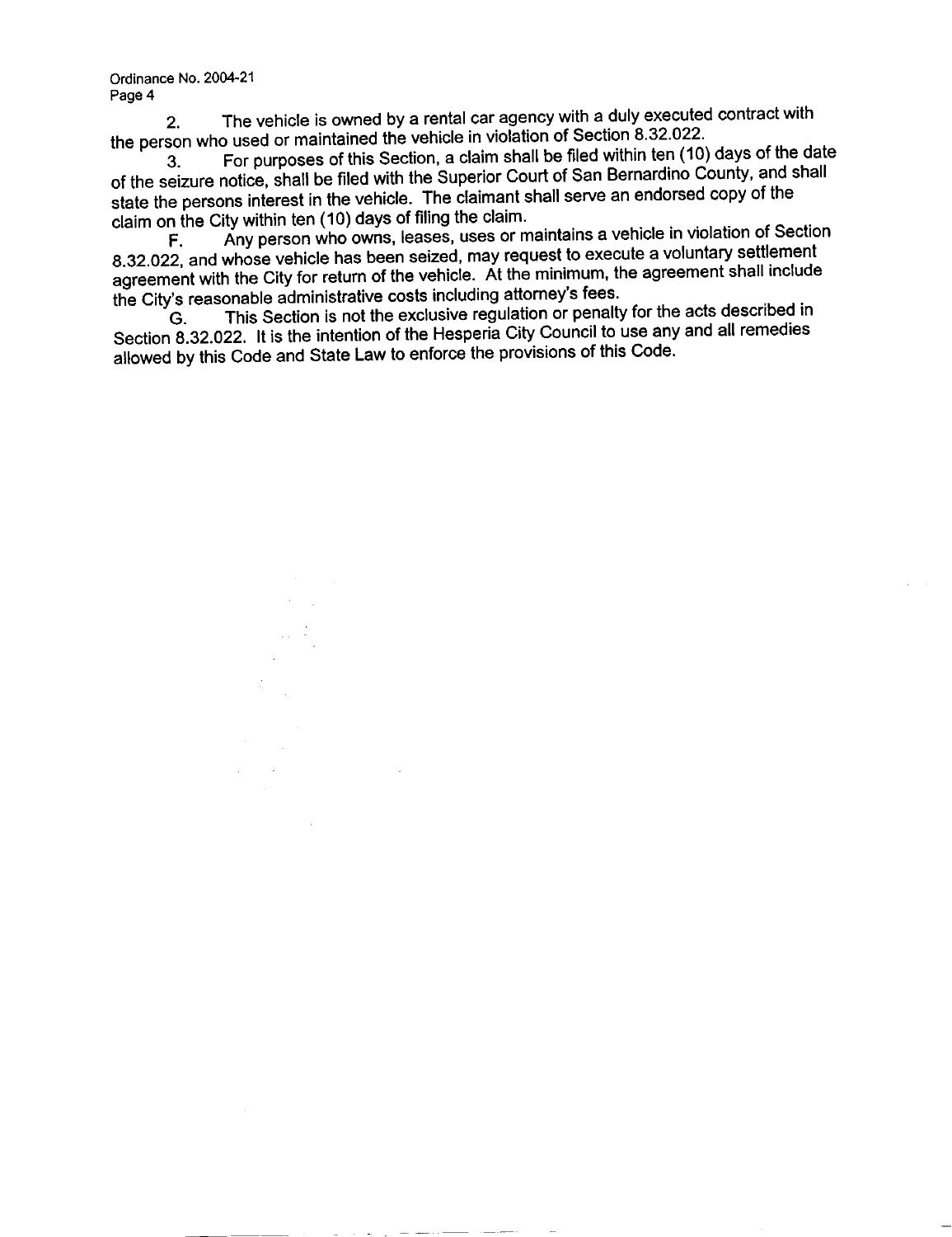2. The vehicle is owned by a rental car agency with a duly executed contract with the person who used or maintained the vehicle in violation of Section 8.32.022.

3. For purposes of this Section, a claim shall be filed within ten (10) days of the date of the seizure notice, shall be filed with the Superior Court of San Bernardino County, and shall state the persons interest in the vehicle. The claimant shall serve an endorsed copy of the claim on the City within ten (10) days of filing the claim.

F. Any person who owns, leases, uses or maintains a vehicle in violation of Section 8.32.022, and whose vehicle has been seized, may request to execute a voluntary settlement agreement with the City for return of the vehicle. At the minimum, the agreement shall include the City's reasonable administrative costs including attorney's fees.

G. This Section is not the exclusive regulation or penalty for the acts described in Section 8.32.022. It is the intention of the Hesperia City Council to use any and all remedies allowed by this Code and State Law to enforce the provisions of this Code.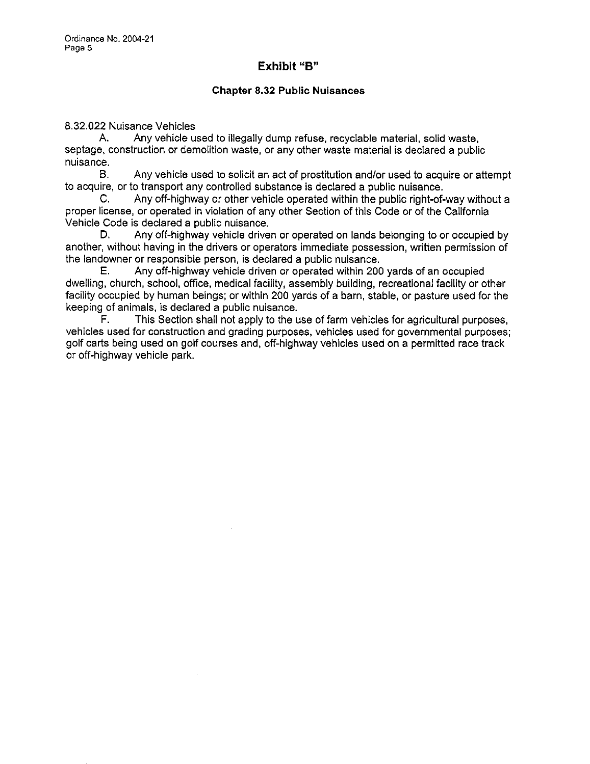## Exhibit "B"

### Chapter 8.32 Public Nuisances

8.32.022 Nuisance Vehicles

A. Any vehicle used to illegally dump refuse, recyclable material, solid waste, septage, construction or demolition waste, or any other waste material is declared a public nuisance.

B. Any vehicle used to solicit an act of prostitution and/or used to acquire or attempt to acquire, or to transport any controlled substance is declared a public nuisance.

C. Any off-highway or other vehicle operated within the public right-of-way without a proper license, or operated in violation of any other Section of this Code or of the California Vehicle Code is declared a public nuisance.

D. Any off-highway vehicle driven or operated on lands belonging to or occupied by another, without having in the drivers or operators immediate possession, written permission of the landowner or responsible person, is declared a public nuisance.

E. Any off-highway vehicle driven or operated within 200 yards of an occupied dwelling, church, school, office, medical facility, assembly building, recreational facility or other facility occupied by human beings; or within 200 yards of a barn, stable, or pasture used for the keeping of animals, is declared a public nuisance.

F. This Section shall not apply to the use of farm vehicles for agricultural purposes, vehicles used for construction and grading purposes, vehicles used for governmental purposes; golf carts being used on golf courses and, off-highway vehicles used on a permitted race track or off-highway vehicle park.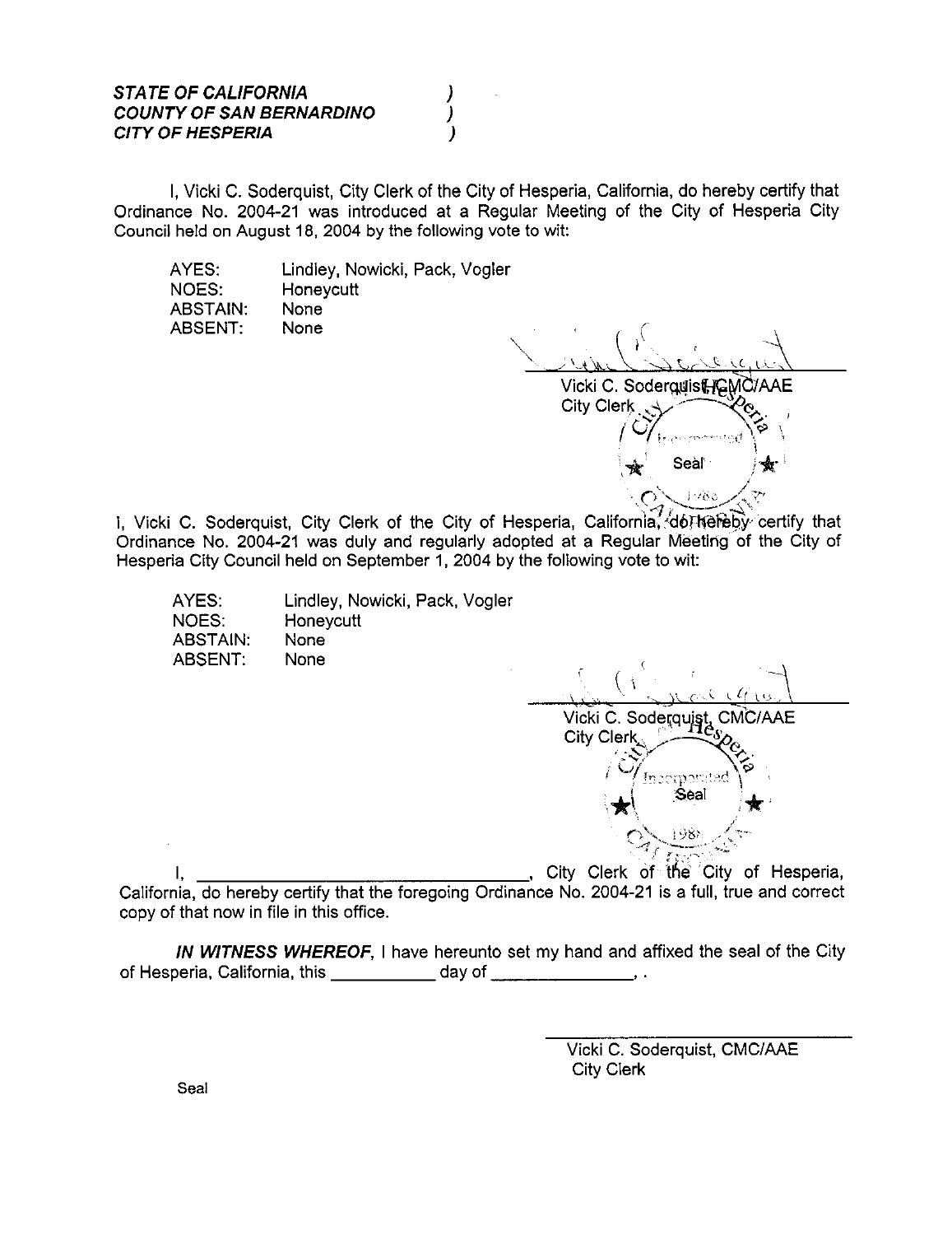***STATE OF CALIFORNIA )***
***COUNTY OF SAN BERNARDINO )***
***CITY OF HESPERIA )***

I, Vicki C. Soderquist, City Clerk of the City of Hesperia, California, do hereby certify that Ordinance No. 2004-21 was introduced at a Regular Meeting of the City of Hesperia City Council held on August 18, 2004 by the following vote to wit:

| | |
|---|---|
| AYES: | Lindley, Nowicki, Pack, Vogler |
| NOES: | Honeycutt |
| ABSTAIN: | None |
| ABSENT: | None |

Vicki C. Soderquist, CMC/AAE
City Clerk

Seal

I, Vicki C. Soderquist, City Clerk of the City of Hesperia, California, do hereby certify that Ordinance No. 2004-21 was duly and regularly adopted at a Regular Meeting of the City of Hesperia City Council held on September 1, 2004 by the following vote to wit:

| | |
|---|---|
| AYES: | Lindley, Nowicki, Pack, Vogler |
| NOES: | Honeycutt |
| ABSTAIN: | None |
| ABSENT: | None |

Vicki C. Soderquist, CMC/AAE
City Clerk

Seal

I, ______________________________, City Clerk of the City of Hesperia, California, do hereby certify that the foregoing Ordinance No. 2004-21 is a full, true and correct copy of that now in file in this office.

***IN WITNESS WHEREOF,*** I have hereunto set my hand and affixed the seal of the City of Hesperia, California, this __________ day of ______________, .

Vicki C. Soderquist, CMC/AAE
City Clerk

Seal